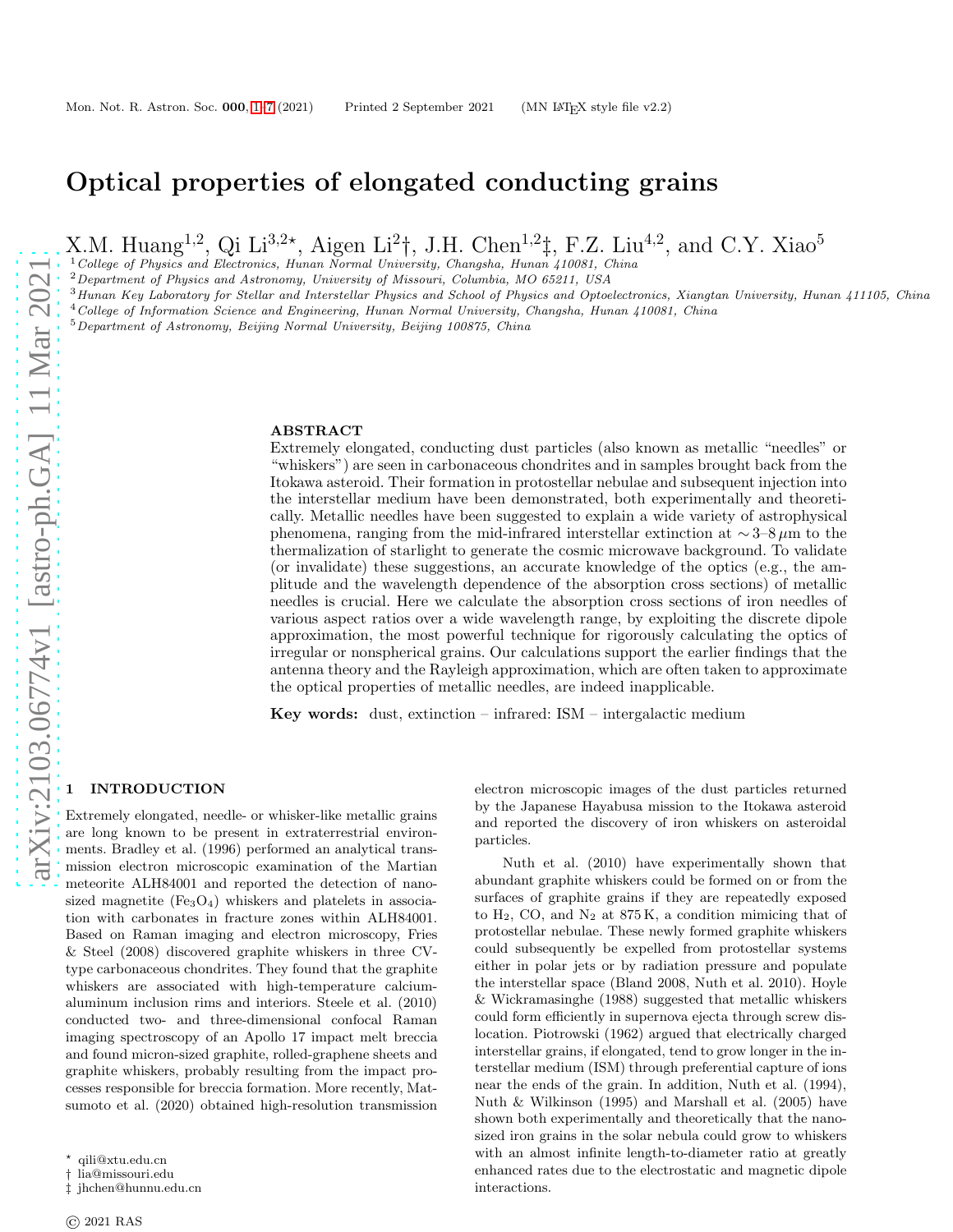# Optical properties of elongated conducting grains

X.M. Huang[1,2], Qi Li[3,2⋆], Aigen Li[2]†, J.H. Chen[1,2]‡, F.Z. Liu[4,2], and C.Y. Xiao[5]

[1] *College of Physics and Electronics, Hunan Normal University, Changsha, Hunan 410081, China*
[2] *Department of Physics and Astronomy, University of Missouri, Columbia, MO 65211, USA*
[3] *Hunan Key Laboratory for Stellar and Interstellar Physics and School of Physics and Optoelectronics, Xiangtan University, Hunan 411105, China*
[4] *College of Information Science and Engineering, Hunan Normal University, Changsha, Hunan 410081, China*
[5] *Department of Astronomy, Beijing Normal University, Beijing 100875, China*

## ABSTRACT

Extremely elongated, conducting dust particles (also known as metallic "needles" or "whiskers") are seen in carbonaceous chondrites and in samples brought back from the Itokawa asteroid. Their formation in protostellar nebulae and subsequent injection into the interstellar medium have been demonstrated, both experimentally and theoretically. Metallic needles have been suggested to explain a wide variety of astrophysical phenomena, ranging from the mid-infrared interstellar extinction at $\sim 3$–$8\,\mu$m to the thermalization of starlight to generate the cosmic microwave background. To validate (or invalidate) these suggestions, an accurate knowledge of the optics (e.g., the amplitude and the wavelength dependence of the absorption cross sections) of metallic needles is crucial. Here we calculate the absorption cross sections of iron needles of various aspect ratios over a wide wavelength range, by exploiting the discrete dipole approximation, the most powerful technique for rigorously calculating the optics of irregular or nonspherical grains. Our calculations support the earlier findings that the antenna theory and the Rayleigh approximation, which are often taken to approximate the optical properties of metallic needles, are indeed inapplicable.

**Key words:** dust, extinction – infrared: ISM – intergalactic medium

## 1 INTRODUCTION

Extremely elongated, needle- or whisker-like metallic grains are long known to be present in extraterrestrial environments. Bradley et al. (1996) performed an analytical transmission electron microscopic examination of the Martian meteorite ALH84001 and reported the detection of nanosized magnetite ($Fe_3O_4$) whiskers and platelets in association with carbonates in fracture zones within ALH84001. Based on Raman imaging and electron microscopy, Fries & Steel (2008) discovered graphite whiskers in three CV-type carbonaceous chondrites. They found that the graphite whiskers are associated with high-temperature calcium-aluminum inclusion rims and interiors. Steele et al. (2010) conducted two- and three-dimensional confocal Raman imaging spectroscopy of an Apollo 17 impact melt breccia and found micron-sized graphite, rolled-graphene sheets and graphite whiskers, probably resulting from the impact processes responsible for breccia formation. More recently, Matsumoto et al. (2020) obtained high-resolution transmission electron microscopic images of the dust particles returned by the Japanese Hayabusa mission to the Itokawa asteroid and reported the discovery of iron whiskers on asteroidal particles.

Nuth et al. (2010) have experimentally shown that abundant graphite whiskers could be formed on or from the surfaces of graphite grains if they are repeatedly exposed to $H_2$, CO, and $N_2$ at 875 K, a condition mimicing that of protostellar nebulae. These newly formed graphite whiskers could subsequently be expelled from protostellar systems either in polar jets or by radiation pressure and populate the interstellar space (Bland 2008, Nuth et al. 2010). Hoyle & Wickramasinghe (1988) suggested that metallic whiskers could form efficiently in supernova ejecta through screw dislocation. Piotrowski (1962) argued that electrically charged interstellar grains, if elongated, tend to grow longer in the interstellar medium (ISM) through preferential capture of ions near the ends of the grain. In addition, Nuth et al. (1994), Nuth & Wilkinson (1995) and Marshall et al. (2005) have shown both experimentally and theoretically that the nanosized iron grains in the solar nebula could grow to whiskers with an almost infinite length-to-diameter ratio at greatly enhanced rates due to the electrostatic and magnetic dipole interactions.

⋆ qili@xtu.edu.cn
† lia@missouri.edu
‡ jhchen@hunnu.edu.cn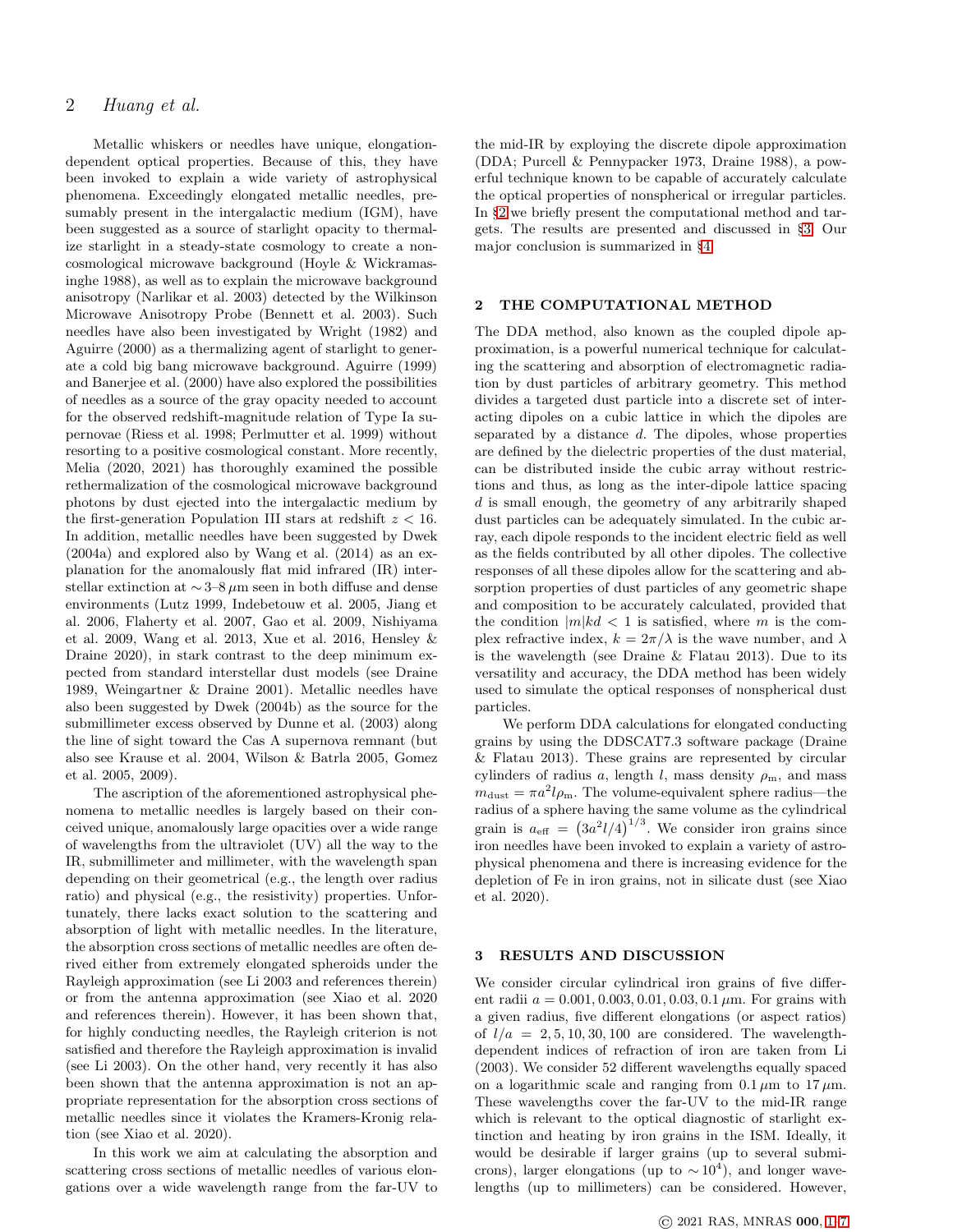Metallic whiskers or needles have unique, elongation-dependent optical properties. Because of this, they have been invoked to explain a wide variety of astrophysical phenomena. Exceedingly elongated metallic needles, presumably present in the intergalactic medium (IGM), have been suggested as a source of starlight opacity to thermalize starlight in a steady-state cosmology to create a non-cosmological microwave background (Hoyle & Wickramasinghe 1988), as well as to explain the microwave background anisotropy (Narlikar et al. 2003) detected by the Wilkinson Microwave Anisotropy Probe (Bennett et al. 2003). Such needles have also been investigated by Wright (1982) and Aguirre (2000) as a thermalizing agent of starlight to generate a cold big bang microwave background. Aguirre (1999) and Banerjee et al. (2000) have also explored the possibilities of needles as a source of the gray opacity needed to account for the observed redshift-magnitude relation of Type Ia supernovae (Riess et al. 1998; Perlmutter et al. 1999) without resorting to a positive cosmological constant. More recently, Melia (2020, 2021) has thoroughly examined the possible rethermalization of the cosmological microwave background photons by dust ejected into the intergalactic medium by the first-generation Population III stars at redshift $z < 16$. In addition, metallic needles have been suggested by Dwek (2004a) and explored also by Wang et al. (2014) as an explanation for the anomalously flat mid infrared (IR) interstellar extinction at $\sim$3–8 $\mu$m seen in both diffuse and dense environments (Lutz 1999, Indebetouw et al. 2005, Jiang et al. 2006, Flaherty et al. 2007, Gao et al. 2009, Nishiyama et al. 2009, Wang et al. 2013, Xue et al. 2016, Hensley & Draine 2020), in stark contrast to the deep minimum expected from standard interstellar dust models (see Draine 1989, Weingartner & Draine 2001). Metallic needles have also been suggested by Dwek (2004b) as the source for the submillimeter excess observed by Dunne et al. (2003) along the line of sight toward the Cas A supernova remnant (but also see Krause et al. 2004, Wilson & Batrla 2005, Gomez et al. 2005, 2009).

The ascription of the aforementioned astrophysical phenomena to metallic needles is largely based on their conceived unique, anomalously large opacities over a wide range of wavelengths from the ultraviolet (UV) all the way to the IR, submillimeter and millimeter, with the wavelength span depending on their geometrical (e.g., the length over radius ratio) and physical (e.g., the resistivity) properties. Unfortunately, there lacks exact solution to the scattering and absorption of light with metallic needles. In the literature, the absorption cross sections of metallic needles are often derived either from extremely elongated spheroids under the Rayleigh approximation (see Li 2003 and references therein) or from the antenna approximation (see Xiao et al. 2020 and references therein). However, it has been shown that, for highly conducting needles, the Rayleigh criterion is not satisfied and therefore the Rayleigh approximation is invalid (see Li 2003). On the other hand, very recently it has also been shown that the antenna approximation is not an appropriate representation for the absorption cross sections of metallic needles since it violates the Kramers-Kronig relation (see Xiao et al. 2020).

In this work we aim at calculating the absorption and scattering cross sections of metallic needles of various elongations over a wide wavelength range from the far-UV to the mid-IR by exploying the discrete dipole approximation (DDA; Purcell & Pennypacker 1973, Draine 1988), a powerful technique known to be capable of accurately calculate the optical properties of nonspherical or irregular particles. In §2 we briefly present the computational method and targets. The results are presented and discussed in §3. Our major conclusion is summarized in §4.

## 2 THE COMPUTATIONAL METHOD

The DDA method, also known as the coupled dipole approximation, is a powerful numerical technique for calculating the scattering and absorption of electromagnetic radiation by dust particles of arbitrary geometry. This method divides a targeted dust particle into a discrete set of interacting dipoles on a cubic lattice in which the dipoles are separated by a distance $d$. The dipoles, whose properties are defined by the dielectric properties of the dust material, can be distributed inside the cubic array without restrictions and thus, as long as the inter-dipole lattice spacing $d$ is small enough, the geometry of any arbitrarily shaped dust particles can be adequately simulated. In the cubic array, each dipole responds to the incident electric field as well as the fields contributed by all other dipoles. The collective responses of all these dipoles allow for the scattering and absorption properties of dust particles of any geometric shape and composition to be accurately calculated, provided that the condition $|m|kd < 1$ is satisfied, where $m$ is the complex refractive index, $k = 2\pi/\lambda$ is the wave number, and $\lambda$ is the wavelength (see Draine & Flatau 2013). Due to its versatility and accuracy, the DDA method has been widely used to simulate the optical responses of nonspherical dust particles.

We perform DDA calculations for elongated conducting grains by using the DDSCAT7.3 software package (Draine & Flatau 2013). These grains are represented by circular cylinders of radius $a$, length $l$, mass density $\rho_{\rm m}$, and mass $m_{\rm dust} = \pi a^2 l \rho_{\rm m}$. The volume-equivalent sphere radius—the radius of a sphere having the same volume as the cylindrical grain is $a_{\rm eff} = \left(3a^2 l/4\right)^{1/3}$. We consider iron grains since iron needles have been invoked to explain a variety of astrophysical phenomena and there is increasing evidence for the depletion of Fe in iron grains, not in silicate dust (see Xiao et al. 2020).

## 3 RESULTS AND DISCUSSION

We consider circular cylindrical iron grains of five different radii $a = 0.001, 0.003, 0.01, 0.03, 0.1\,\mu$m. For grains with a given radius, five different elongations (or aspect ratios) of $l/a = 2, 5, 10, 30, 100$ are considered. The wavelength-dependent indices of refraction of iron are taken from Li (2003). We consider 52 different wavelengths equally spaced on a logarithmic scale and ranging from $0.1\,\mu$m to $17\,\mu$m. These wavelengths cover the far-UV to the mid-IR range which is relevant to the optical diagnostic of starlight extinction and heating by iron grains in the ISM. Ideally, it would be desirable if larger grains (up to several submicrons), larger elongations (up to $\sim 10^4$), and longer wavelengths (up to millimeters) can be considered. However,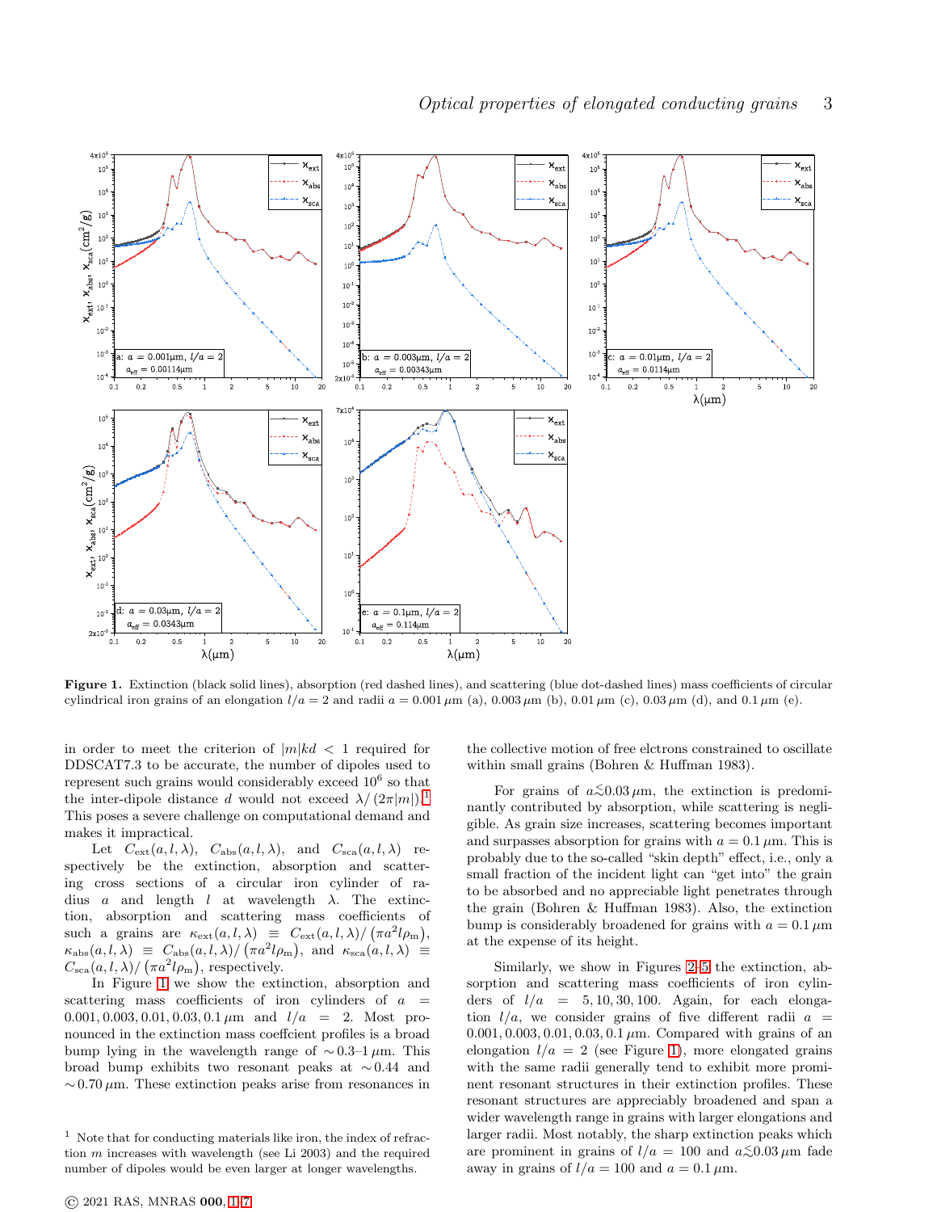Figure 1. Extinction (black solid lines), absorption (red dashed lines), and scattering (blue dot-dashed lines) mass coefficients of circular cylindrical iron grains of an elongation $l/a = 2$ and radii $a = 0.001\,\mu$m (a), $0.003\,\mu$m (b), $0.01\,\mu$m (c), $0.03\,\mu$m (d), and $0.1\,\mu$m (e).

in order to meet the criterion of $|m|kd < 1$ required for DDSCAT7.3 to be accurate, the number of dipoles used to represent such grains would considerably exceed $10^6$ so that the inter-dipole distance $d$ would not exceed $\lambda/\left(2\pi|m|\right)$.[1] This poses a severe challenge on computational demand and makes it impractical.

Let $C_{\rm ext}(a,l,\lambda)$, $C_{\rm abs}(a,l,\lambda)$, and $C_{\rm sca}(a,l,\lambda)$ respectively be the extinction, absorption and scattering cross sections of a circular iron cylinder of radius $a$ and length $l$ at wavelength $\lambda$. The extinction, absorption and scattering mass coefficients of such $a$ grains are $\kappa_{\rm ext}(a,l,\lambda) \equiv C_{\rm ext}(a,l,\lambda)/\left(\pi a^2 l \rho_{\rm m}\right)$, $\kappa_{\rm abs}(a,l,\lambda) \equiv C_{\rm abs}(a,l,\lambda)/\left(\pi a^2 l \rho_{\rm m}\right)$, and $\kappa_{\rm sca}(a,l,\lambda) \equiv C_{\rm sca}(a,l,\lambda)/\left(\pi a^2 l \rho_{\rm m}\right)$, respectively.

In Figure 1 we show the extinction, absorption and scattering mass coefficients of iron cylinders of $a = 0.001, 0.003, 0.01, 0.03, 0.1\,\mu$m and $l/a = 2$. Most pronounced in the extinction mass coeffcient profiles is a broad bump lying in the wavelength range of $\sim$0.3–1$\,\mu$m. This broad bump exhibits two resonant peaks at $\sim$0.44 and $\sim$0.70$\,\mu$m. These extinction peaks arise from resonances in the collective motion of free elctrons constrained to oscillate within small grains (Bohren & Huffman 1983).

For grains of $a \lesssim 0.03\,\mu$m, the extinction is predominantly contributed by absorption, while scattering is negligible. As grain size increases, scattering becomes important and surpasses absorption for grains with $a = 0.1\,\mu$m. This is probably due to the so-called "skin depth" effect, i.e., only a small fraction of the incident light can "get into" the grain to be absorbed and no appreciable light penetrates through the grain (Bohren & Huffman 1983). Also, the extinction bump is considerably broadened for grains with $a = 0.1\,\mu$m at the expense of its height.

Similarly, we show in Figures 2–5 the extinction, absorption and scattering mass coefficients of iron cylinders of $l/a = 5, 10, 30, 100$. Again, for each elongation $l/a$, we consider grains of five different radii $a = 0.001, 0.003, 0.01, 0.03, 0.1\,\mu$m. Compared with grains of an elongation $l/a = 2$ (see Figure 1), more elongated grains with the same radii generally tend to exhibit more prominent resonant structures in their extinction profiles. These resonant structures are appreciably broadened and span a wider wavelength range in grains with larger elongations and larger radii. Most notably, the sharp extinction peaks which are prominent in grains of $l/a = 100$ and $a \lesssim 0.03\,\mu$m fade away in grains of $l/a = 100$ and $a = 0.1\,\mu$m.

[1] Note that for conducting materials like iron, the index of refraction $m$ increases with wavelength (see Li 2003) and the required number of dipoles would be even larger at longer wavelengths.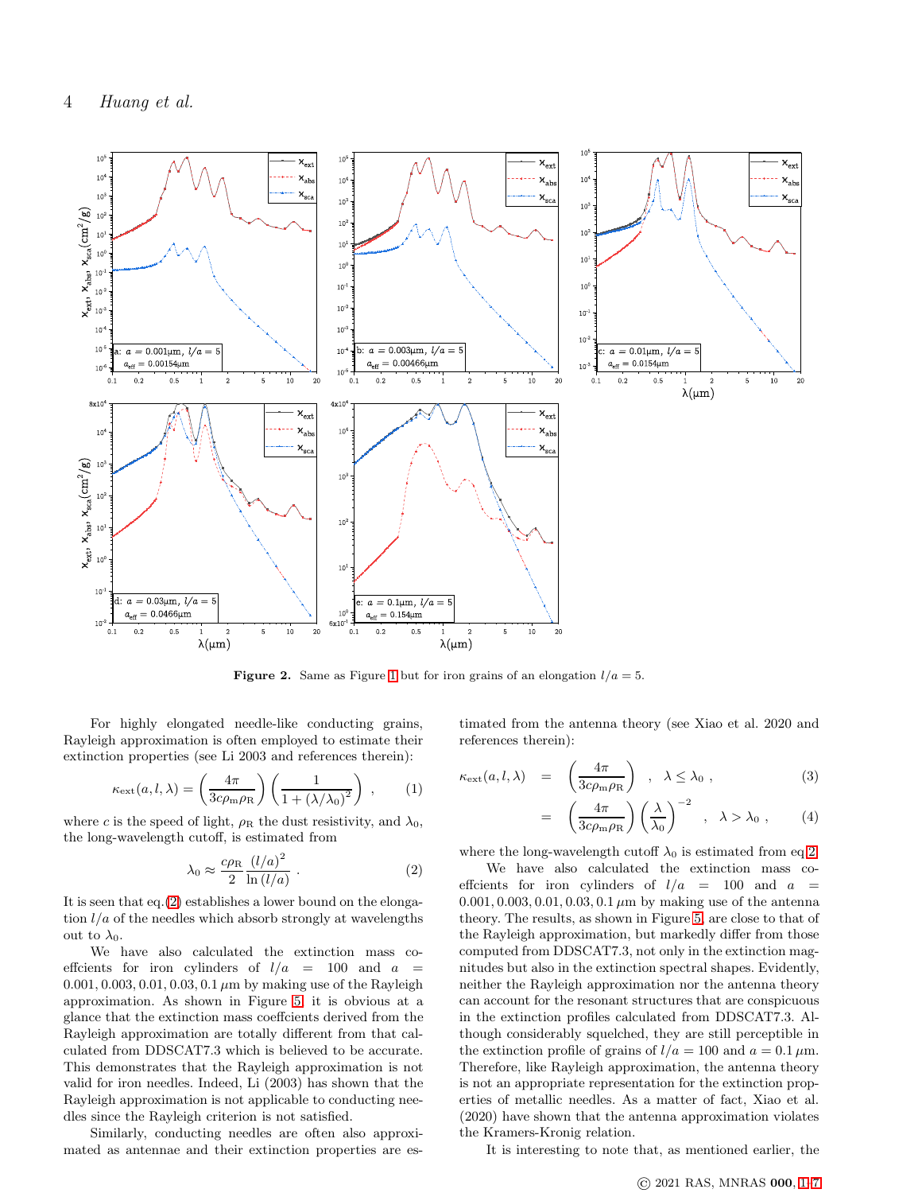**Figure 2.** Same as Figure 1 but for iron grains of an elongation $l/a = 5$.

For highly elongated needle-like conducting grains, Rayleigh approximation is often employed to estimate their extinction properties (see Li 2003 and references therein):

$$\kappa_{\rm ext}(a, l, \lambda) = \left(\frac{4\pi}{3c\rho_{\rm m}\rho_{\rm R}}\right)\left(\frac{1}{1+(\lambda/\lambda_0)^2}\right) , \quad (1)$$

where $c$ is the speed of light, $\rho_{\rm R}$ the dust resistivity, and $\lambda_0$, the long-wavelength cutoff, is estimated from

$$\lambda_0 \approx \frac{c\rho_{\rm R}}{2}\frac{(l/a)^2}{\ln(l/a)} . \quad (2)$$

It is seen that eq.(2) establishes a lower bound on the elongation $l/a$ of the needles which absorb strongly at wavelengths out to $\lambda_0$.

We have also calculated the extinction mass coeffcients for iron cylinders of $l/a = 100$ and $a = 0.001, 0.003, 0.01, 0.03, 0.1\,\mu$m by making use of the Rayleigh approximation. As shown in Figure 5, it is obvious at a glance that the extinction mass coeffcients derived from the Rayleigh approximation are totally different from that calculated from DDSCAT7.3 which is believed to be accurate. This demonstrates that the Rayleigh approximation is not valid for iron needles. Indeed, Li (2003) has shown that the Rayleigh approximation is not applicable to conducting needles since the Rayleigh criterion is not satisfied.

Similarly, conducting needles are often also approximated as antennae and their extinction properties are estimated from the antenna theory (see Xiao et al. 2020 and references therein):

$$\kappa_{\rm ext}(a, l, \lambda) = \left(\frac{4\pi}{3c\rho_{\rm m}\rho_{\rm R}}\right) , \quad \lambda \le \lambda_0 , \quad (3)$$

$$= \left(\frac{4\pi}{3c\rho_{\rm m}\rho_{\rm R}}\right)\left(\frac{\lambda}{\lambda_0}\right)^{-2} , \quad \lambda > \lambda_0 , \quad (4)$$

where the long-wavelength cutoff $\lambda_0$ is estimated from eq.2.

We have also calculated the extinction mass coeffcients for iron cylinders of $l/a = 100$ and $a = 0.001, 0.003, 0.01, 0.03, 0.1\,\mu$m by making use of the antenna theory. The results, as shown in Figure 5, are close to that of the Rayleigh approximation, but markedly differ from those computed from DDSCAT7.3, not only in the extinction magnitudes but also in the extinction spectral shapes. Evidently, neither the Rayleigh approximation nor the antenna theory can account for the resonant structures that are conspicuous in the extinction profiles calculated from DDSCAT7.3. Although considerably squelched, they are still perceptible in the extinction profile of grains of $l/a = 100$ and $a = 0.1\,\mu$m. Therefore, like Rayleigh approximation, the antenna theory is not an appropriate representation for the extinction properties of metallic needles. As a matter of fact, Xiao et al. (2020) have shown that the antenna approximation violates the Kramers-Kronig relation.

It is interesting to note that, as mentioned earlier, the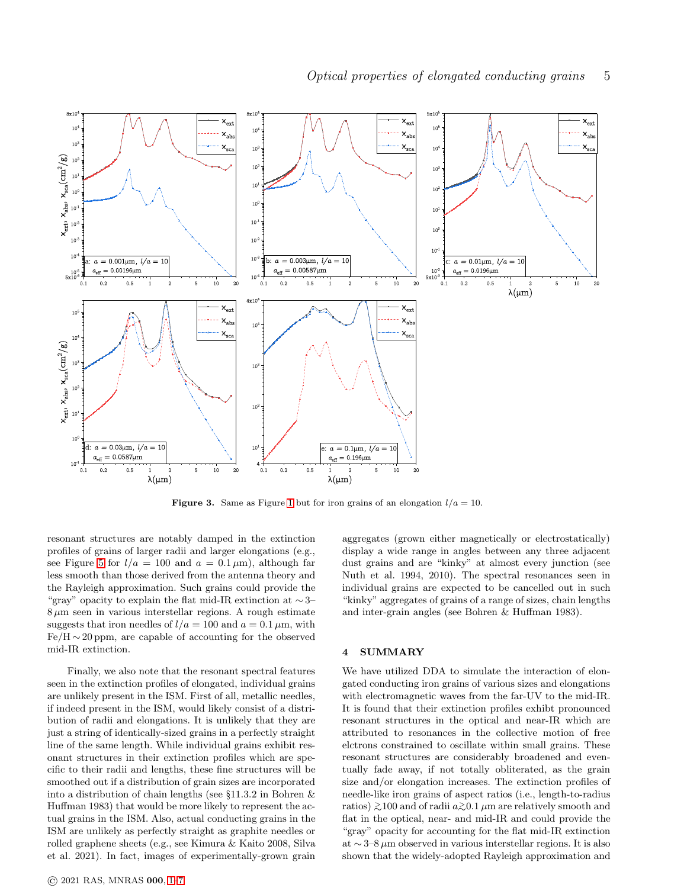**Figure 3.** Same as Figure 1 but for iron grains of an elongation $l/a = 10$.

resonant structures are notably damped in the extinction profiles of grains of larger radii and larger elongations (e.g., see Figure 5 for $l/a = 100$ and $a = 0.1\,\mu$m), although far less smooth than those derived from the antenna theory and the Rayleigh approximation. Such grains could provide the "gray" opacity to explain the flat mid-IR extinction at $\sim 3$–$8\,\mu$m seen in various interstellar regions. A rough estimate suggests that iron needles of $l/a = 100$ and $a = 0.1\,\mu$m, with Fe/H $\sim 20$ ppm, are capable of accounting for the observed mid-IR extinction.

Finally, we also note that the resonant spectral features seen in the extinction profiles of elongated, individual grains are unlikely present in the ISM. First of all, metallic needles, if indeed present in the ISM, would likely consist of a distribution of radii and elongations. It is unlikely that they are just a string of identically-sized grains in a perfectly straight line of the same length. While individual grains exhibit resonant structures in their extinction profiles which are specific to their radii and lengths, these fine structures will be smoothed out if a distribution of grain sizes are incorporated into a distribution of chain lengths (see §11.3.2 in Bohren & Huffman 1983) that would be more likely to represent the actual grains in the ISM. Also, actual conducting grains in the ISM are unlikely as perfectly straight as graphite needles or rolled graphene sheets (e.g., see Kimura & Kaito 2008, Silva et al. 2021). In fact, images of experimentally-grown grain aggregates (grown either magnetically or electrostatically) display a wide range in angles between any three adjacent dust grains and are "kinky" at almost every junction (see Nuth et al. 1994, 2010). The spectral resonances seen in individual grains are expected to be cancelled out in such "kinky" aggregates of grains of a range of sizes, chain lengths and inter-grain angles (see Bohren & Huffman 1983).

## 4 SUMMARY

We have utilized DDA to simulate the interaction of elongated conducting iron grains of various sizes and elongations with electromagnetic waves from the far-UV to the mid-IR. It is found that their extinction profiles exhibit pronounced resonant structures in the optical and near-IR which are attributed to resonances in the collective motion of free elctrons constrained to oscillate within small grains. These resonant structures are considerably broadened and eventually fade away, if not totally obliterated, as the grain size and/or elongation increases. The extinction profiles of needle-like iron grains of aspect ratios (i.e., length-to-radius ratios) $\gtrsim 100$ and of radii $a \gtrsim 0.1\,\mu$m are relatively smooth and flat in the optical, near- and mid-IR and could provide the "gray" opacity for accounting for the flat mid-IR extinction at $\sim 3$–$8\,\mu$m observed in various interstellar regions. It is also shown that the widely-adopted Rayleigh approximation and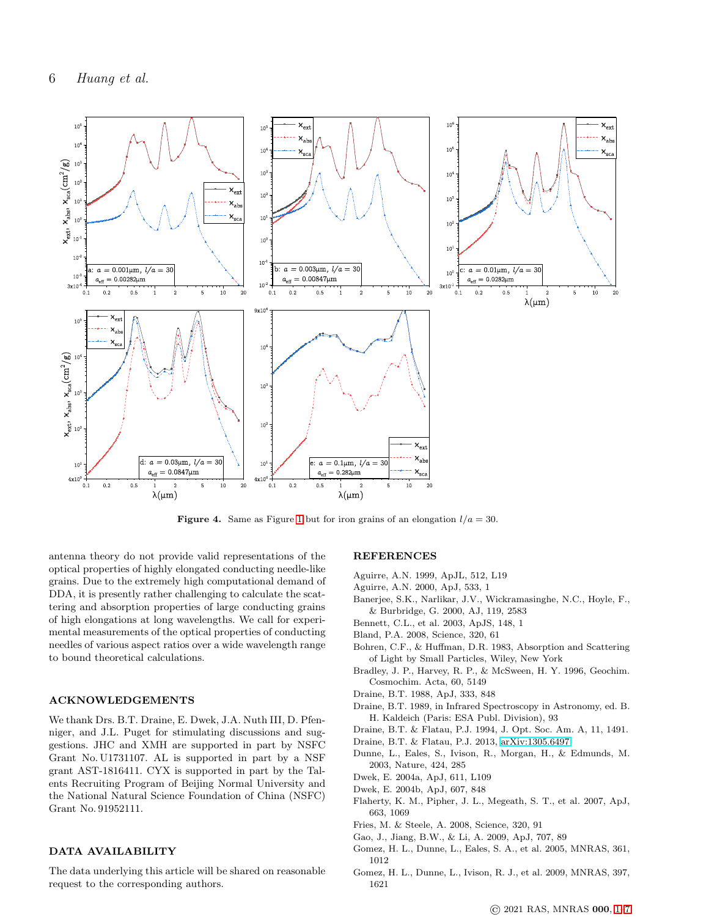**Figure 4.** Same as Figure 1 but for iron grains of an elongation $l/a = 30$.

antenna theory do not provide valid representations of the optical properties of highly elongated conducting needle-like grains. Due to the extremely high computational demand of DDA, it is presently rather challenging to calculate the scattering and absorption properties of large conducting grains of high elongations at long wavelengths. We call for experimental measurements of the optical properties of conducting needles of various aspect ratios over a wide wavelength range to bound theoretical calculations.

## ACKNOWLEDGEMENTS

We thank Drs. B.T. Draine, E. Dwek, J.A. Nuth III, D. Pfenniger, and J.L. Puget for stimulating discussions and suggestions. JHC and XMH are supported in part by NSFC Grant No. U1731107. AL is supported in part by a NSF grant AST-1816411. CYX is supported in part by the Talents Recruiting Program of Beijing Normal University and the National Natural Science Foundation of China (NSFC) Grant No. 91952111.

## DATA AVAILABILITY

The data underlying this article will be shared on reasonable request to the corresponding authors.

## REFERENCES

Aguirre, A.N. 1999, ApJL, 512, L19
Aguirre, A.N. 2000, ApJ, 533, 1
Banerjee, S.K., Narlikar, J.V., Wickramasinghe, N.C., Hoyle, F., & Burbridge, G. 2000, AJ, 119, 2583
Bennett, C.L., et al. 2003, ApJS, 148, 1
Bland, P.A. 2008, Science, 320, 61
Bohren, C.F., & Huffman, D.R. 1983, Absorption and Scattering of Light by Small Particles, Wiley, New York
Bradley, J. P., Harvey, R. P., & McSween, H. Y. 1996, Geochim. Cosmochim. Acta, 60, 5149
Draine, B.T. 1988, ApJ, 333, 848
Draine, B.T. 1989, in Infrared Spectroscopy in Astronomy, ed. B. H. Kaldeich (Paris: ESA Publ. Division), 93
Draine, B.T. & Flatau, P.J. 1994, J. Opt. Soc. Am. A, 11, 1491.
Draine, B.T. & Flatau, P.J. 2013, arXiv:1305.6497
Dunne, L., Eales, S., Ivison, R., Morgan, H., & Edmunds, M. 2003, Nature, 424, 285
Dwek, E. 2004a, ApJ, 611, L109
Dwek, E. 2004b, ApJ, 607, 848
Flaherty, K. M., Pipher, J. L., Megeath, S. T., et al. 2007, ApJ, 663, 1069
Fries, M. & Steele, A. 2008, Science, 320, 91
Gao, J., Jiang, B.W., & Li, A. 2009, ApJ, 707, 89
Gomez, H. L., Dunne, L., Eales, S. A., et al. 2005, MNRAS, 361, 1012
Gomez, H. L., Dunne, L., Ivison, R. J., et al. 2009, MNRAS, 397, 1621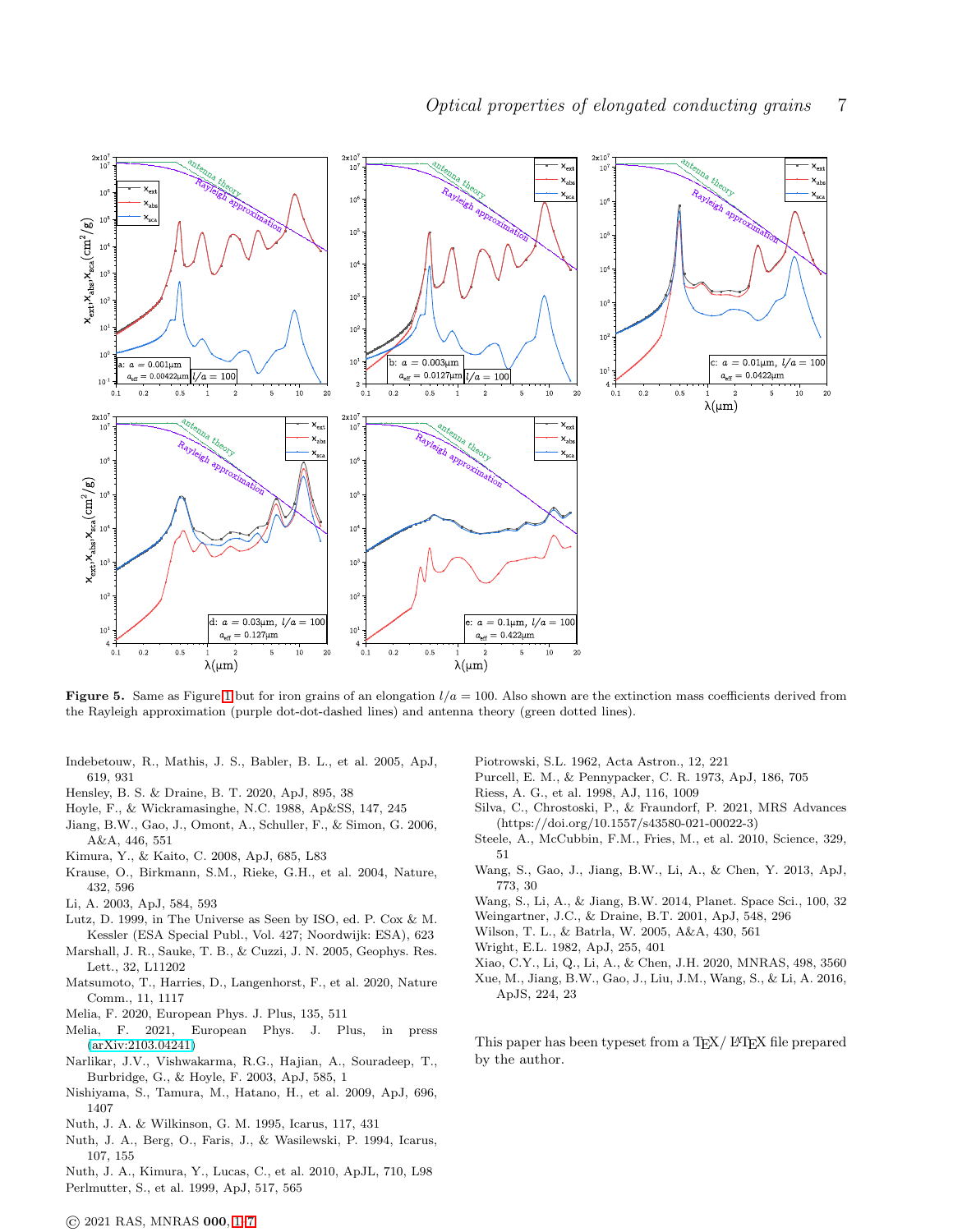a: $a = 0.001\mu$m, $a_{\rm eff} = 0.00422\mu$m, $l/a = 100$

b: $a = 0.003\mu$m, $a_{\rm eff} = 0.0127\mu$m, $l/a = 100$

c: $a = 0.01\mu$m, $l/a = 100$, $a_{\rm eff} = 0.0422\mu$m

d: $a = 0.03\mu$m, $l/a = 100$, $a_{\rm eff} = 0.127\mu$m

e: $a = 0.1\mu$m, $l/a = 100$, $a_{\rm eff} = 0.422\mu$m

antenna theory

Rayleigh approximation

$\kappa_{\rm ext}$, $\kappa_{\rm abs}$, $\kappa_{\rm sca}$

$\kappa_{\rm ext}, \kappa_{\rm abs}, \kappa_{\rm sca}$ (cm$^2$/g)

$\lambda(\mu$m)

**Figure 5.** Same as Figure 1 but for iron grains of an elongation $l/a = 100$. Also shown are the extinction mass coefficients derived from the Rayleigh approximation (purple dot-dot-dashed lines) and antenna theory (green dotted lines).

Indebetouw, R., Mathis, J. S., Babler, B. L., et al. 2005, ApJ, 619, 931

Hensley, B. S. & Draine, B. T. 2020, ApJ, 895, 38

Hoyle, F., & Wickramasinghe, N.C. 1988, Ap&SS, 147, 245

Jiang, B.W., Gao, J., Omont, A., Schuller, F., & Simon, G. 2006, A&A, 446, 551

Kimura, Y., & Kaito, C. 2008, ApJ, 685, L83

Krause, O., Birkmann, S.M., Rieke, G.H., et al. 2004, Nature, 432, 596

Li, A. 2003, ApJ, 584, 593

Lutz, D. 1999, in The Universe as Seen by ISO, ed. P. Cox & M. Kessler (ESA Special Publ., Vol. 427; Noordwijk: ESA), 623

Marshall, J. R., Sauke, T. B., & Cuzzi, J. N. 2005, Geophys. Res. Lett., 32, L11202

Matsumoto, T., Harries, D., Langenhorst, F., et al. 2020, Nature Comm., 11, 1117

Melia, F. 2020, European Phys. J. Plus, 135, 511

Melia, F. 2021, European Phys. J. Plus, in press (arXiv:2103.04241)

Narlikar, J.V., Vishwakarma, R.G., Hajian, A., Souradeep, T., Burbridge, G., & Hoyle, F. 2003, ApJ, 585, 1

Nishiyama, S., Tamura, M., Hatano, H., et al. 2009, ApJ, 696, 1407

Nuth, J. A. & Wilkinson, G. M. 1995, Icarus, 117, 431

Nuth, J. A., Berg, O., Faris, J., & Wasilewski, P. 1994, Icarus, 107, 155

Nuth, J. A., Kimura, Y., Lucas, C., et al. 2010, ApJL, 710, L98

Perlmutter, S., et al. 1999, ApJ, 517, 565

Piotrowski, S.L. 1962, Acta Astron., 12, 221

Purcell, E. M., & Pennypacker, C. R. 1973, ApJ, 186, 705

Riess, A. G., et al. 1998, AJ, 116, 1009

Silva, C., Chrostoski, P., & Fraundorf, P. 2021, MRS Advances (https://doi.org/10.1557/s43580-021-00022-3)

Steele, A., McCubbin, F.M., Fries, M., et al. 2010, Science, 329, 51

Wang, S., Gao, J., Jiang, B.W., Li, A., & Chen, Y. 2013, ApJ, 773, 30

Wang, S., Li, A., & Jiang, B.W. 2014, Planet. Space Sci., 100, 32

Weingartner, J.C., & Draine, B.T. 2001, ApJ, 548, 296

Wilson, T. L., & Batrla, W. 2005, A&A, 430, 561

Wright, E.L. 1982, ApJ, 255, 401

Xiao, C.Y., Li, Q., Li, A., & Chen, J.H. 2020, MNRAS, 498, 3560

Xue, M., Jiang, B.W., Gao, J., Liu, J.M., Wang, S., & Li, A. 2016, ApJS, 224, 23

This paper has been typeset from a TEX/ LATEX file prepared by the author.